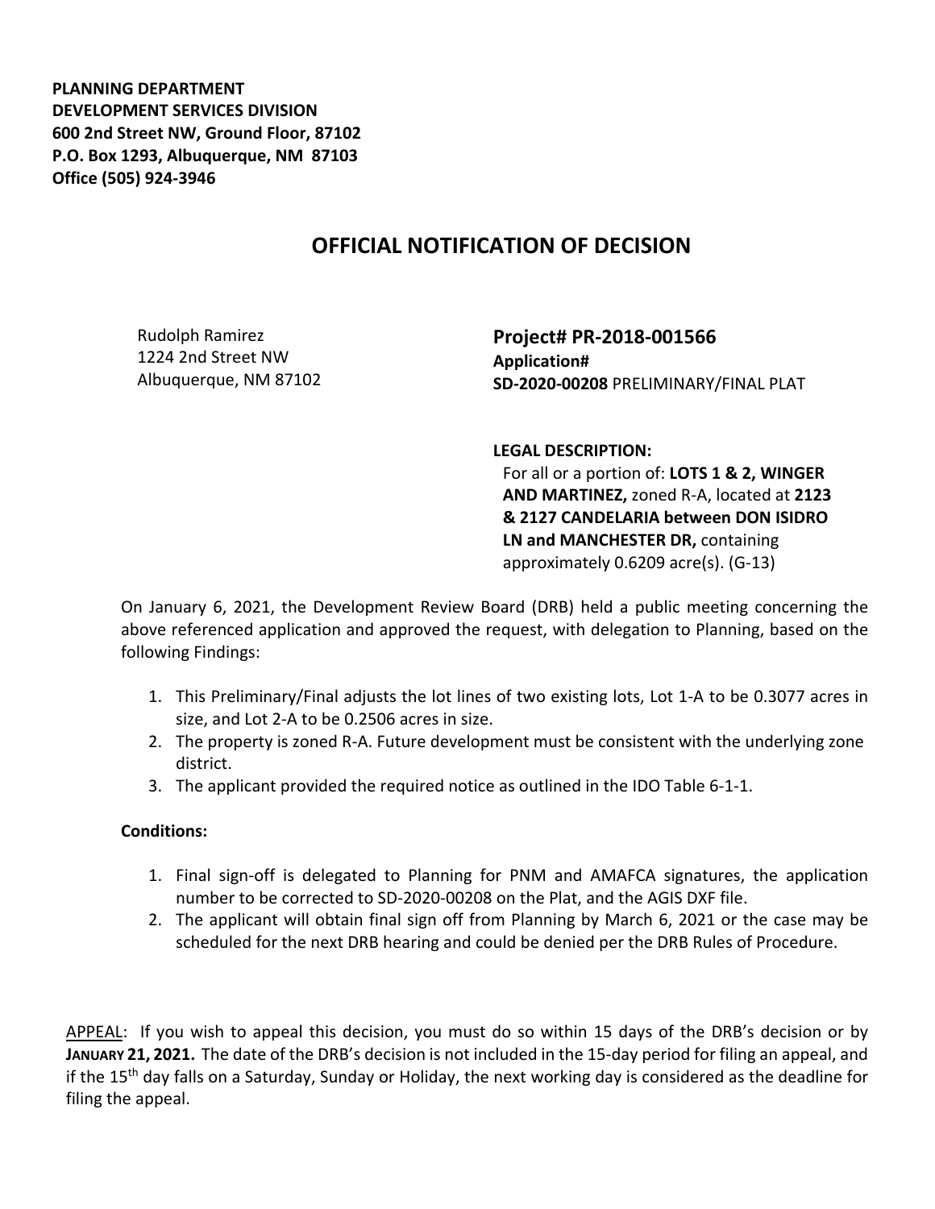**PLANNING DEPARTMENT**
**DEVELOPMENT SERVICES DIVISION**
**600 2nd Street NW, Ground Floor, 87102**
**P.O. Box 1293, Albuquerque, NM 87103**
**Office (505) 924-3946**

# OFFICIAL NOTIFICATION OF DECISION

Rudolph Ramirez
1224 2nd Street NW
Albuquerque, NM 87102

**Project# PR-2018-001566**
**Application#**
**SD-2020-00208** PRELIMINARY/FINAL PLAT

**LEGAL DESCRIPTION:**
For all or a portion of: **LOTS 1 & 2, WINGER AND MARTINEZ,** zoned R-A, located at **2123 & 2127 CANDELARIA between DON ISIDRO LN and MANCHESTER DR,** containing approximately 0.6209 acre(s). (G-13)

On January 6, 2021, the Development Review Board (DRB) held a public meeting concerning the above referenced application and approved the request, with delegation to Planning, based on the following Findings:

1. This Preliminary/Final adjusts the lot lines of two existing lots, Lot 1-A to be 0.3077 acres in size, and Lot 2-A to be 0.2506 acres in size.
2. The property is zoned R-A. Future development must be consistent with the underlying zone district.
3. The applicant provided the required notice as outlined in the IDO Table 6-1-1.

**Conditions:**

1. Final sign-off is delegated to Planning for PNM and AMAFCA signatures, the application number to be corrected to SD-2020-00208 on the Plat, and the AGIS DXF file.
2. The applicant will obtain final sign off from Planning by March 6, 2021 or the case may be scheduled for the next DRB hearing and could be denied per the DRB Rules of Procedure.

APPEAL: If you wish to appeal this decision, you must do so within 15 days of the DRB's decision or by **JANUARY 21, 2021.** The date of the DRB's decision is not included in the 15-day period for filing an appeal, and if the 15th day falls on a Saturday, Sunday or Holiday, the next working day is considered as the deadline for filing the appeal.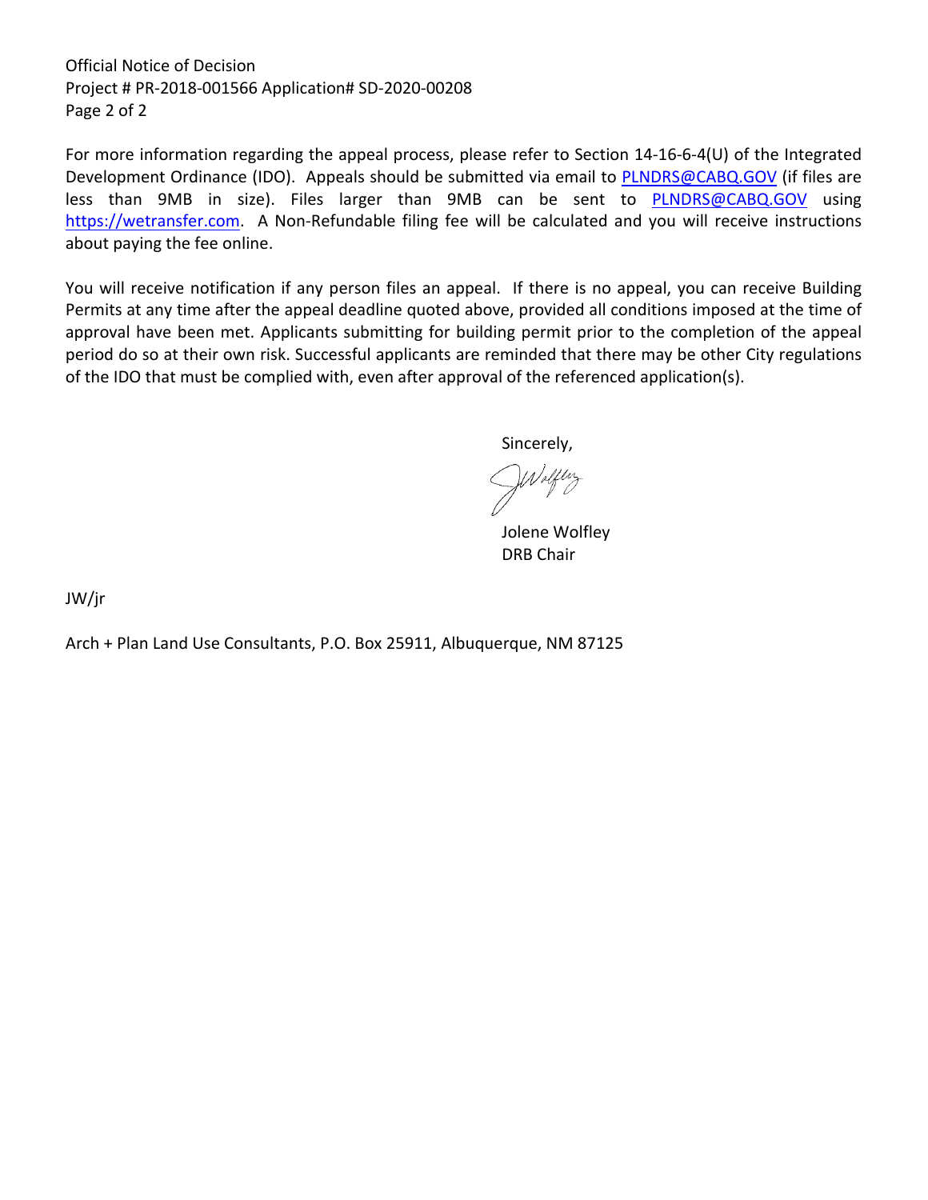For more information regarding the appeal process, please refer to Section 14-16-6-4(U) of the Integrated Development Ordinance (IDO). Appeals should be submitted via email to PLNDRS@CABQ.GOV (if files are less than 9MB in size). Files larger than 9MB can be sent to PLNDRS@CABQ.GOV using https://wetransfer.com. A Non-Refundable filing fee will be calculated and you will receive instructions about paying the fee online.

You will receive notification if any person files an appeal. If there is no appeal, you can receive Building Permits at any time after the appeal deadline quoted above, provided all conditions imposed at the time of approval have been met. Applicants submitting for building permit prior to the completion of the appeal period do so at their own risk. Successful applicants are reminded that there may be other City regulations of the IDO that must be complied with, even after approval of the referenced application(s).

Sincerely,

Jolene Wolfley
DRB Chair

JW/jr

Arch + Plan Land Use Consultants, P.O. Box 25911, Albuquerque, NM 87125